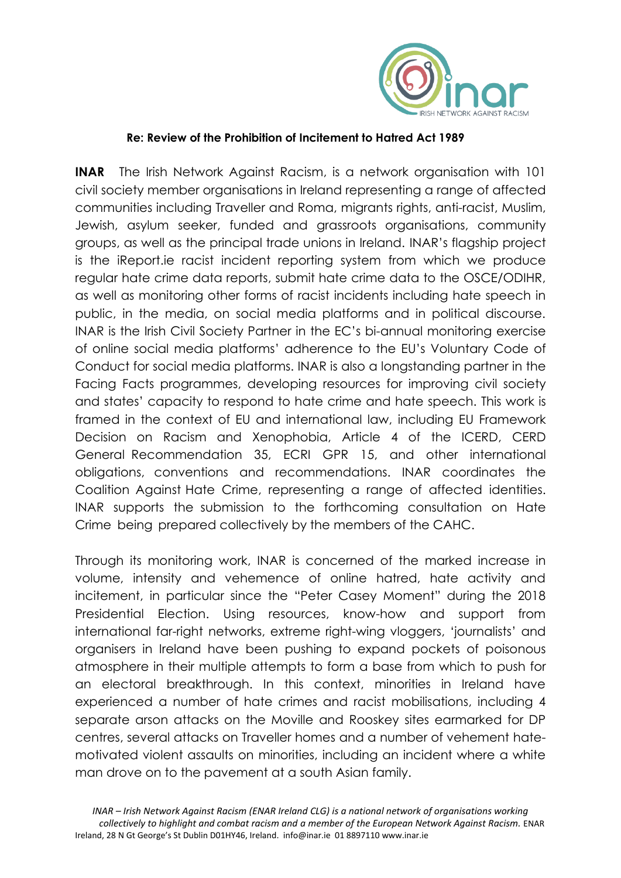**Re: Review of the Prohibition of Incitement to Hatred Act 1989**

**INAR** The Irish Network Against Racism, is a network organisation with 101 civil society member organisations in Ireland representing a range of affected communities including Traveller and Roma, migrants rights, anti-racist, Muslim, Jewish, asylum seeker, funded and grassroots organisations, community groups, as well as the principal trade unions in Ireland. INAR's flagship project is the iReport.ie racist incident reporting system from which we produce regular hate crime data reports, submit hate crime data to the OSCE/ODIHR, as well as monitoring other forms of racist incidents including hate speech in public, in the media, on social media platforms and in political discourse. INAR is the Irish Civil Society Partner in the EC's bi-annual monitoring exercise of online social media platforms' adherence to the EU's Voluntary Code of Conduct for social media platforms. INAR is also a longstanding partner in the Facing Facts programmes, developing resources for improving civil society and states' capacity to respond to hate crime and hate speech. This work is framed in the context of EU and international law, including EU Framework Decision on Racism and Xenophobia, Article 4 of the ICERD, CERD General Recommendation 35, ECRI GPR 15, and other international obligations, conventions and recommendations. INAR coordinates the Coalition Against Hate Crime, representing a range of affected identities. INAR supports the submission to the forthcoming consultation on Hate Crime being prepared collectively by the members of the CAHC.

Through its monitoring work, INAR is concerned of the marked increase in volume, intensity and vehemence of online hatred, hate activity and incitement, in particular since the "Peter Casey Moment" during the 2018 Presidential Election. Using resources, know-how and support from international far-right networks, extreme right-wing vloggers, 'journalists' and organisers in Ireland have been pushing to expand pockets of poisonous atmosphere in their multiple attempts to form a base from which to push for an electoral breakthrough. In this context, minorities in Ireland have experienced a number of hate crimes and racist mobilisations, including 4 separate arson attacks on the Moville and Rooskey sites earmarked for DP centres, several attacks on Traveller homes and a number of vehement hate-motivated violent assaults on minorities, including an incident where a white man drove on to the pavement at a south Asian family.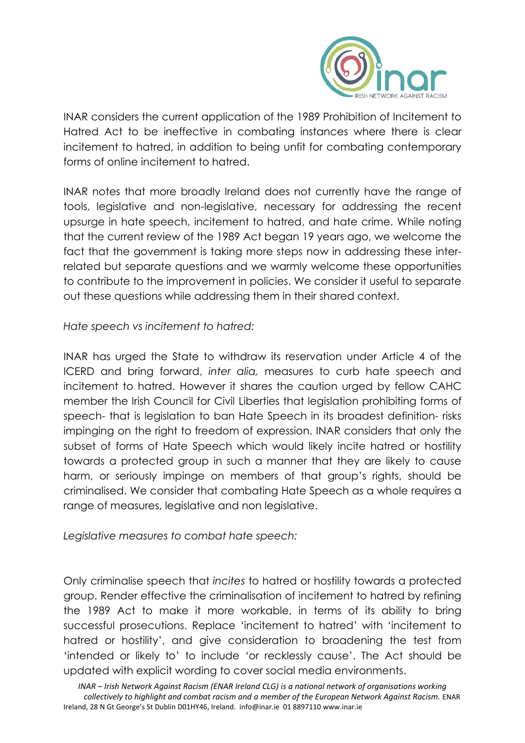INAR considers the current application of the 1989 Prohibition of Incitement to Hatred Act to be ineffective in combating instances where there is clear incitement to hatred, in addition to being unfit for combating contemporary forms of online incitement to hatred.

INAR notes that more broadly Ireland does not currently have the range of tools, legislative and non-legislative, necessary for addressing the recent upsurge in hate speech, incitement to hatred, and hate crime. While noting that the current review of the 1989 Act began 19 years ago, we welcome the fact that the government is taking more steps now in addressing these inter-related but separate questions and we warmly welcome these opportunities to contribute to the improvement in policies. We consider it useful to separate out these questions while addressing them in their shared context.

*Hate speech vs incitement to hatred:*

INAR has urged the State to withdraw its reservation under Article 4 of the ICERD and bring forward, *inter alia,* measures to curb hate speech and incitement to hatred. However it shares the caution urged by fellow CAHC member the Irish Council for Civil Liberties that legislation prohibiting forms of speech- that is legislation to ban Hate Speech in its broadest definition- risks impinging on the right to freedom of expression. INAR considers that only the subset of forms of Hate Speech which would likely incite hatred or hostility towards a protected group in such a manner that they are likely to cause harm, or seriously impinge on members of that group's rights, should be criminalised. We consider that combating Hate Speech as a whole requires a range of measures, legislative and non legislative.

*Legislative measures to combat hate speech:*

Only criminalise speech that *incites* to hatred or hostility towards a protected group. Render effective the criminalisation of incitement to hatred by refining the 1989 Act to make it more workable, in terms of its ability to bring successful prosecutions. Replace 'incitement to hatred' with 'incitement to hatred or hostility', and give consideration to broadening the test from 'intended or likely to' to include 'or recklessly cause'. The Act should be updated with explicit wording to cover social media environments.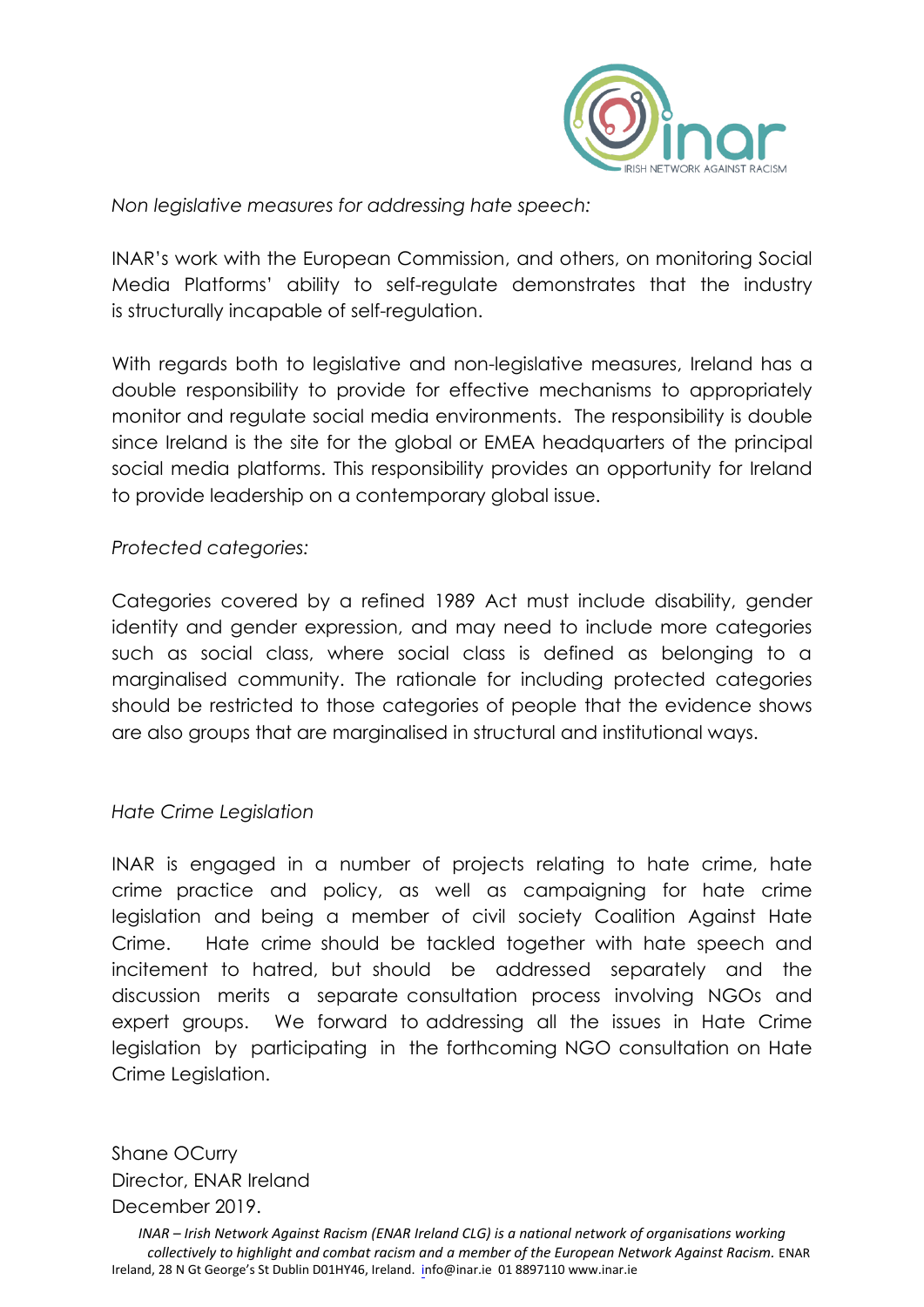*Non legislative measures for addressing hate speech:*

INAR's work with the European Commission, and others, on monitoring Social Media Platforms' ability to self-regulate demonstrates that the industry is structurally incapable of self-regulation.

With regards both to legislative and non-legislative measures, Ireland has a double responsibility to provide for effective mechanisms to appropriately monitor and regulate social media environments. The responsibility is double since Ireland is the site for the global or EMEA headquarters of the principal social media platforms. This responsibility provides an opportunity for Ireland to provide leadership on a contemporary global issue.

*Protected categories:*

Categories covered by a refined 1989 Act must include disability, gender identity and gender expression, and may need to include more categories such as social class, where social class is defined as belonging to a marginalised community. The rationale for including protected categories should be restricted to those categories of people that the evidence shows are also groups that are marginalised in structural and institutional ways.

*Hate Crime Legislation*

INAR is engaged in a number of projects relating to hate crime, hate crime practice and policy, as well as campaigning for hate crime legislation and being a member of civil society Coalition Against Hate Crime. Hate crime should be tackled together with hate speech and incitement to hatred, but should be addressed separately and the discussion merits a separate consultation process involving NGOs and expert groups. We forward to addressing all the issues in Hate Crime legislation by participating in the forthcoming NGO consultation on Hate Crime Legislation.

Shane OCurry
Director, ENAR Ireland
December 2019.

*INAR – Irish Network Against Racism (ENAR Ireland CLG) is a national network of organisations working collectively to highlight and combat racism and a member of the European Network Against Racism.* ENAR Ireland, 28 N Gt George's St Dublin D01HY46, Ireland. info@inar.ie 01 8897110 www.inar.ie